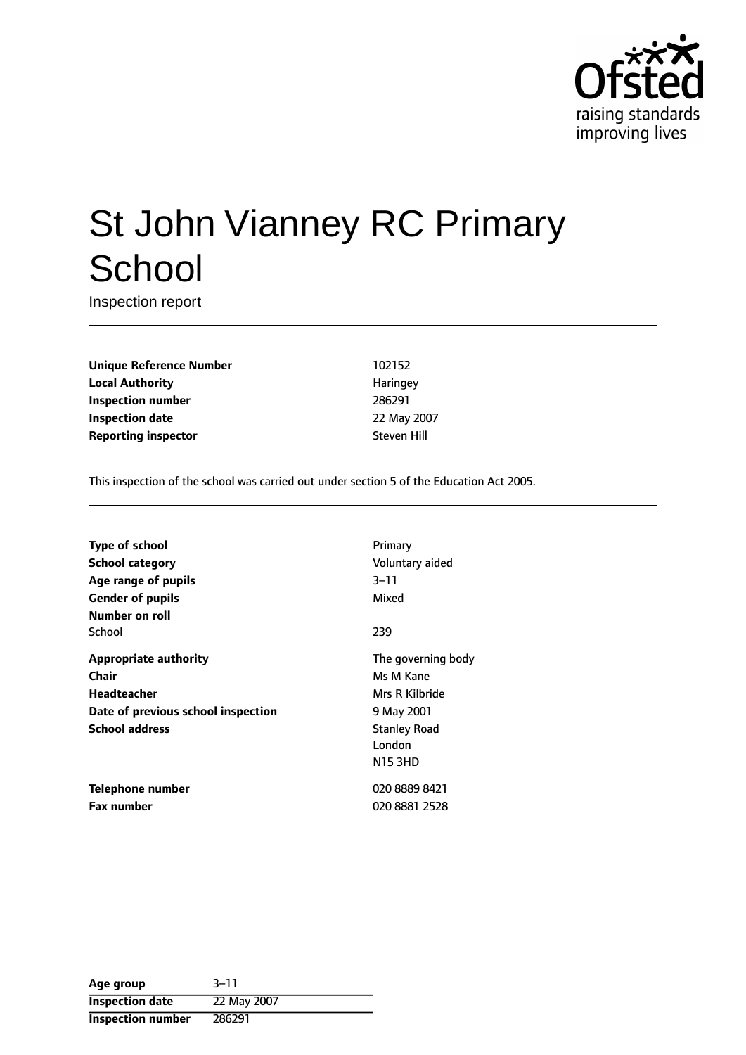# St John Vianney RC Primary School

Inspection report

| | |
|---|---|
| **Unique Reference Number** | 102152 |
| **Local Authority** | Haringey |
| **Inspection number** | 286291 |
| **Inspection date** | 22 May 2007 |
| **Reporting inspector** | Steven Hill |

This inspection of the school was carried out under section 5 of the Education Act 2005.

| | |
|---|---|
| **Type of school** | Primary |
| **School category** | Voluntary aided |
| **Age range of pupils** | 3–11 |
| **Gender of pupils** | Mixed |
| **Number on roll** | |
| School | 239 |
| **Appropriate authority** | The governing body |
| **Chair** | Ms M Kane |
| **Headteacher** | Mrs R Kilbride |
| **Date of previous school inspection** | 9 May 2001 |
| **School address** | Stanley Road<br>London<br>N15 3HD |
| **Telephone number** | 020 8889 8421 |
| **Fax number** | 020 8881 2528 |

| | |
|---|---|
| **Age group** | 3–11 |
| **Inspection date** | 22 May 2007 |
| **Inspection number** | 286291 |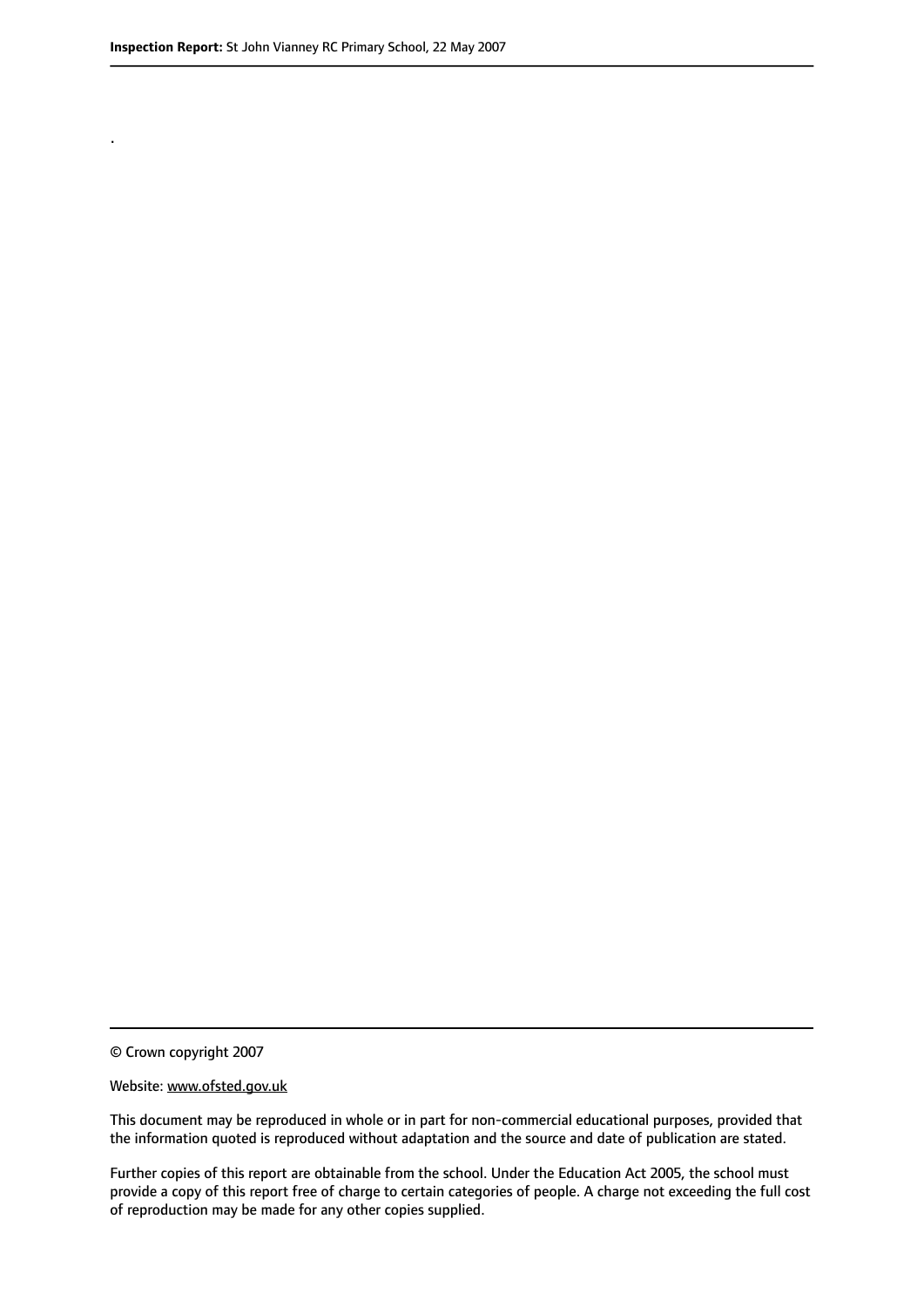.

© Crown copyright 2007

Website: www.ofsted.gov.uk

This document may be reproduced in whole or in part for non-commercial educational purposes, provided that the information quoted is reproduced without adaptation and the source and date of publication are stated.

Further copies of this report are obtainable from the school. Under the Education Act 2005, the school must provide a copy of this report free of charge to certain categories of people. A charge not exceeding the full cost of reproduction may be made for any other copies supplied.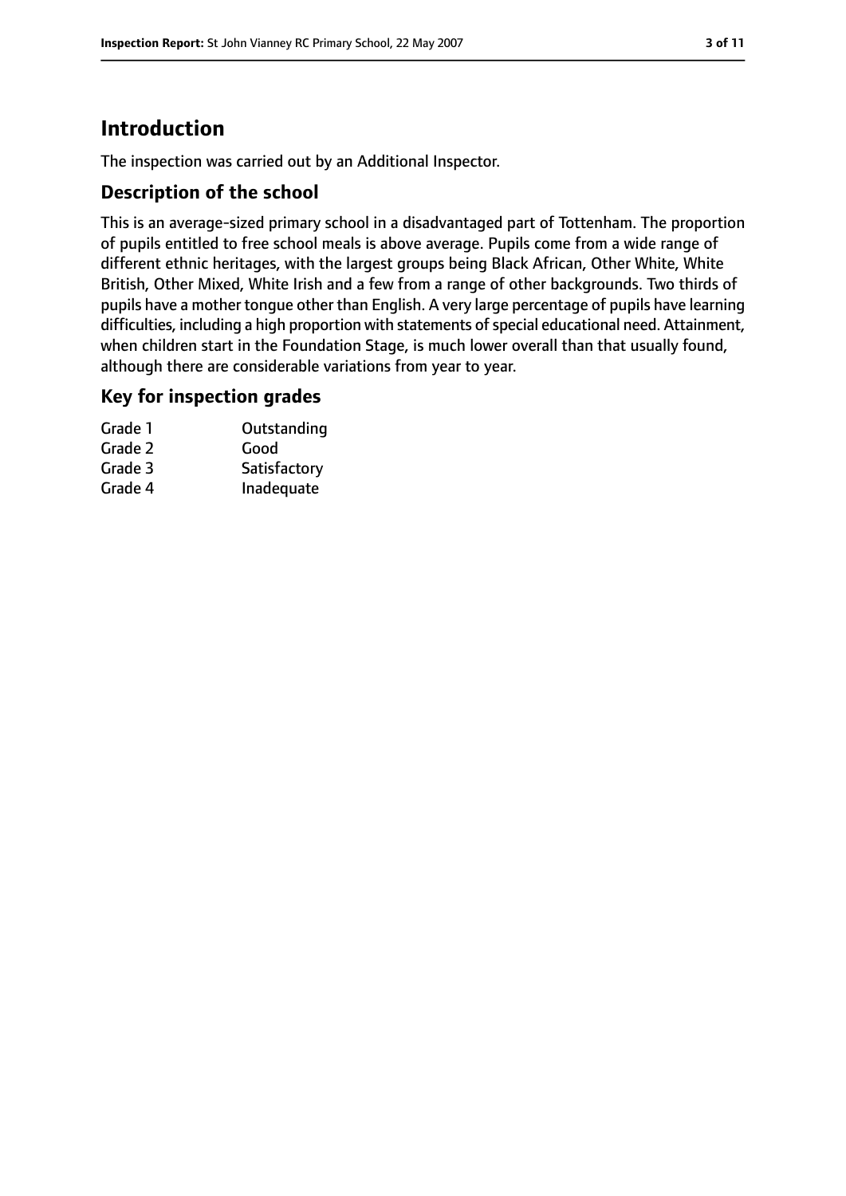## Introduction

The inspection was carried out by an Additional Inspector.

### Description of the school

This is an average-sized primary school in a disadvantaged part of Tottenham. The proportion of pupils entitled to free school meals is above average. Pupils come from a wide range of different ethnic heritages, with the largest groups being Black African, Other White, White British, Other Mixed, White Irish and a few from a range of other backgrounds. Two thirds of pupils have a mother tongue other than English. A very large percentage of pupils have learning difficulties, including a high proportion with statements of special educational need. Attainment, when children start in the Foundation Stage, is much lower overall than that usually found, although there are considerable variations from year to year.

### Key for inspection grades

| | |
|---|---|
| Grade 1 | Outstanding |
| Grade 2 | Good |
| Grade 3 | Satisfactory |
| Grade 4 | Inadequate |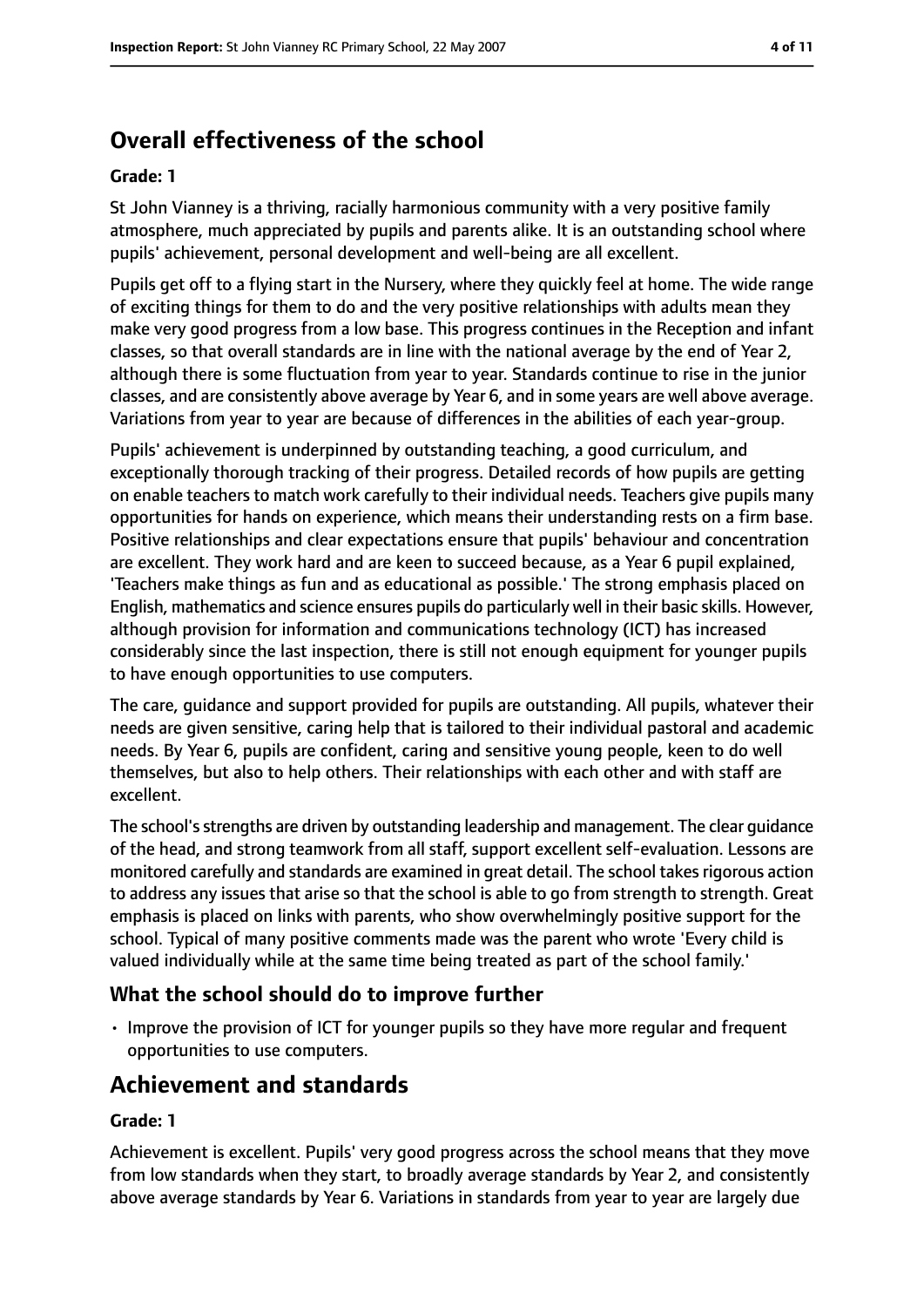## Overall effectiveness of the school

### Grade: 1

St John Vianney is a thriving, racially harmonious community with a very positive family atmosphere, much appreciated by pupils and parents alike. It is an outstanding school where pupils' achievement, personal development and well-being are all excellent.

Pupils get off to a flying start in the Nursery, where they quickly feel at home. The wide range of exciting things for them to do and the very positive relationships with adults mean they make very good progress from a low base. This progress continues in the Reception and infant classes, so that overall standards are in line with the national average by the end of Year 2, although there is some fluctuation from year to year. Standards continue to rise in the junior classes, and are consistently above average by Year 6, and in some years are well above average. Variations from year to year are because of differences in the abilities of each year-group.

Pupils' achievement is underpinned by outstanding teaching, a good curriculum, and exceptionally thorough tracking of their progress. Detailed records of how pupils are getting on enable teachers to match work carefully to their individual needs. Teachers give pupils many opportunities for hands on experience, which means their understanding rests on a firm base. Positive relationships and clear expectations ensure that pupils' behaviour and concentration are excellent. They work hard and are keen to succeed because, as a Year 6 pupil explained, 'Teachers make things as fun and as educational as possible.' The strong emphasis placed on English, mathematics and science ensures pupils do particularly well in their basic skills. However, although provision for information and communications technology (ICT) has increased considerably since the last inspection, there is still not enough equipment for younger pupils to have enough opportunities to use computers.

The care, guidance and support provided for pupils are outstanding. All pupils, whatever their needs are given sensitive, caring help that is tailored to their individual pastoral and academic needs. By Year 6, pupils are confident, caring and sensitive young people, keen to do well themselves, but also to help others. Their relationships with each other and with staff are excellent.

The school's strengths are driven by outstanding leadership and management. The clear guidance of the head, and strong teamwork from all staff, support excellent self-evaluation. Lessons are monitored carefully and standards are examined in great detail. The school takes rigorous action to address any issues that arise so that the school is able to go from strength to strength. Great emphasis is placed on links with parents, who show overwhelmingly positive support for the school. Typical of many positive comments made was the parent who wrote 'Every child is valued individually while at the same time being treated as part of the school family.'

### What the school should do to improve further

- Improve the provision of ICT for younger pupils so they have more regular and frequent opportunities to use computers.

## Achievement and standards

### Grade: 1

Achievement is excellent. Pupils' very good progress across the school means that they move from low standards when they start, to broadly average standards by Year 2, and consistently above average standards by Year 6. Variations in standards from year to year are largely due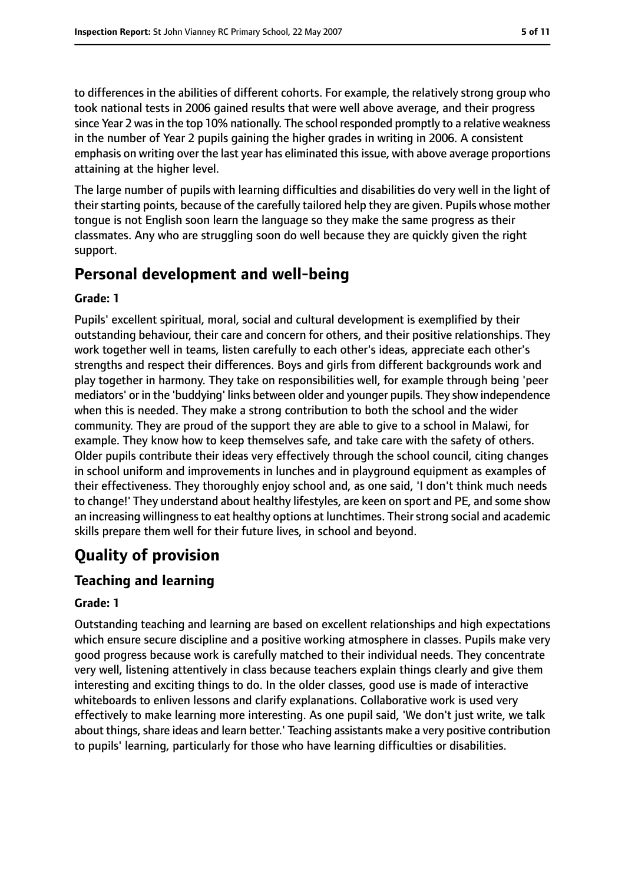to differences in the abilities of different cohorts. For example, the relatively strong group who took national tests in 2006 gained results that were well above average, and their progress since Year 2 was in the top 10% nationally. The school responded promptly to a relative weakness in the number of Year 2 pupils gaining the higher grades in writing in 2006. A consistent emphasis on writing over the last year has eliminated this issue, with above average proportions attaining at the higher level.

The large number of pupils with learning difficulties and disabilities do very well in the light of their starting points, because of the carefully tailored help they are given. Pupils whose mother tongue is not English soon learn the language so they make the same progress as their classmates. Any who are struggling soon do well because they are quickly given the right support.

## Personal development and well-being

**Grade: 1**

Pupils' excellent spiritual, moral, social and cultural development is exemplified by their outstanding behaviour, their care and concern for others, and their positive relationships. They work together well in teams, listen carefully to each other's ideas, appreciate each other's strengths and respect their differences. Boys and girls from different backgrounds work and play together in harmony. They take on responsibilities well, for example through being 'peer mediators' or in the 'buddying' links between older and younger pupils. They show independence when this is needed. They make a strong contribution to both the school and the wider community. They are proud of the support they are able to give to a school in Malawi, for example. They know how to keep themselves safe, and take care with the safety of others. Older pupils contribute their ideas very effectively through the school council, citing changes in school uniform and improvements in lunches and in playground equipment as examples of their effectiveness. They thoroughly enjoy school and, as one said, 'I don't think much needs to change!' They understand about healthy lifestyles, are keen on sport and PE, and some show an increasing willingness to eat healthy options at lunchtimes. Their strong social and academic skills prepare them well for their future lives, in school and beyond.

# Quality of provision

## Teaching and learning

**Grade: 1**

Outstanding teaching and learning are based on excellent relationships and high expectations which ensure secure discipline and a positive working atmosphere in classes. Pupils make very good progress because work is carefully matched to their individual needs. They concentrate very well, listening attentively in class because teachers explain things clearly and give them interesting and exciting things to do. In the older classes, good use is made of interactive whiteboards to enliven lessons and clarify explanations. Collaborative work is used very effectively to make learning more interesting. As one pupil said, 'We don't just write, we talk about things, share ideas and learn better.' Teaching assistants make a very positive contribution to pupils' learning, particularly for those who have learning difficulties or disabilities.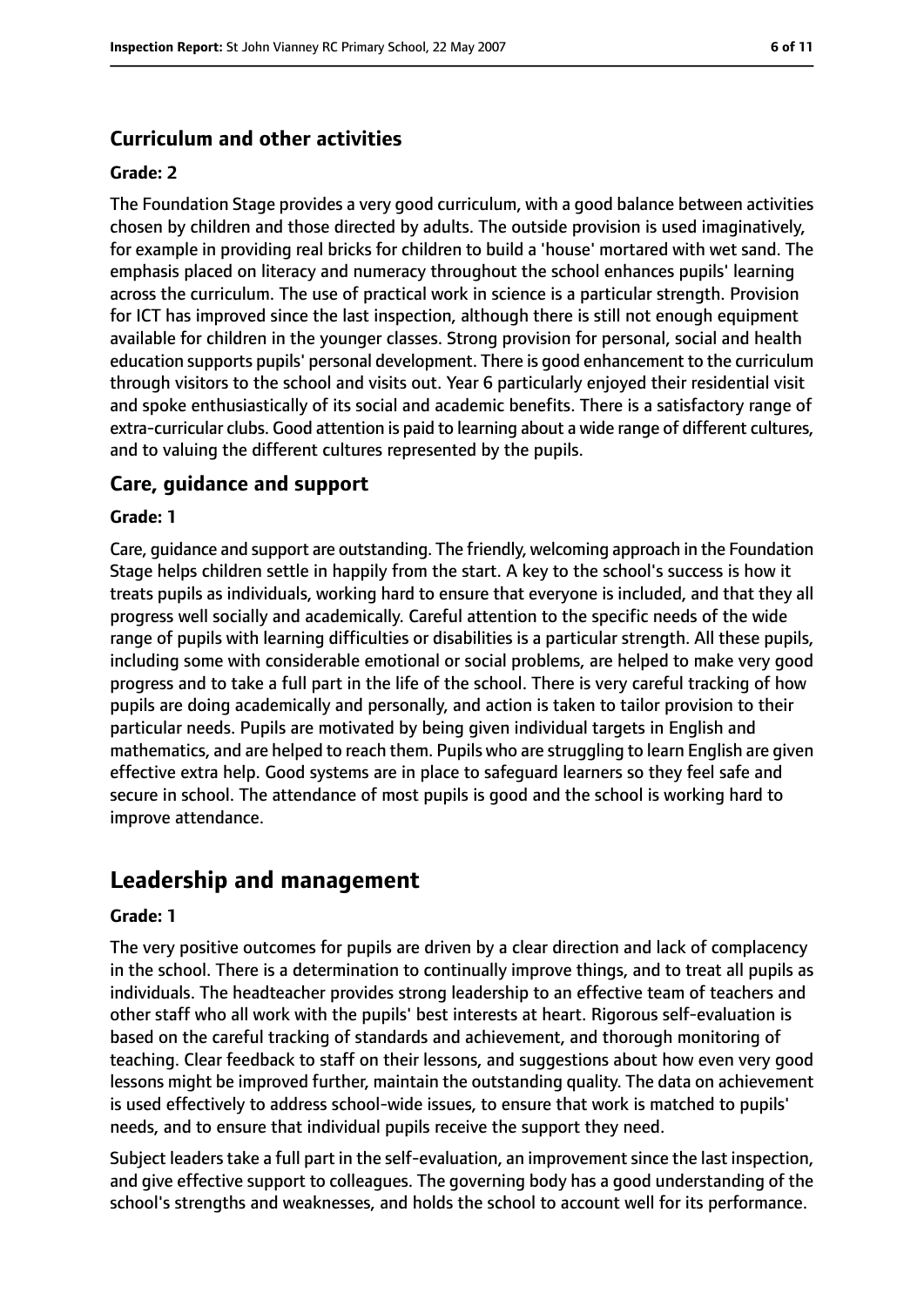### Curriculum and other activities

#### Grade: 2

The Foundation Stage provides a very good curriculum, with a good balance between activities chosen by children and those directed by adults. The outside provision is used imaginatively, for example in providing real bricks for children to build a 'house' mortared with wet sand. The emphasis placed on literacy and numeracy throughout the school enhances pupils' learning across the curriculum. The use of practical work in science is a particular strength. Provision for ICT has improved since the last inspection, although there is still not enough equipment available for children in the younger classes. Strong provision for personal, social and health education supports pupils' personal development. There is good enhancement to the curriculum through visitors to the school and visits out. Year 6 particularly enjoyed their residential visit and spoke enthusiastically of its social and academic benefits. There is a satisfactory range of extra-curricular clubs. Good attention is paid to learning about a wide range of different cultures, and to valuing the different cultures represented by the pupils.

### Care, guidance and support

#### Grade: 1

Care, guidance and support are outstanding. The friendly, welcoming approach in the Foundation Stage helps children settle in happily from the start. A key to the school's success is how it treats pupils as individuals, working hard to ensure that everyone is included, and that they all progress well socially and academically. Careful attention to the specific needs of the wide range of pupils with learning difficulties or disabilities is a particular strength. All these pupils, including some with considerable emotional or social problems, are helped to make very good progress and to take a full part in the life of the school. There is very careful tracking of how pupils are doing academically and personally, and action is taken to tailor provision to their particular needs. Pupils are motivated by being given individual targets in English and mathematics, and are helped to reach them. Pupils who are struggling to learn English are given effective extra help. Good systems are in place to safeguard learners so they feel safe and secure in school. The attendance of most pupils is good and the school is working hard to improve attendance.

## Leadership and management

#### Grade: 1

The very positive outcomes for pupils are driven by a clear direction and lack of complacency in the school. There is a determination to continually improve things, and to treat all pupils as individuals. The headteacher provides strong leadership to an effective team of teachers and other staff who all work with the pupils' best interests at heart. Rigorous self-evaluation is based on the careful tracking of standards and achievement, and thorough monitoring of teaching. Clear feedback to staff on their lessons, and suggestions about how even very good lessons might be improved further, maintain the outstanding quality. The data on achievement is used effectively to address school-wide issues, to ensure that work is matched to pupils' needs, and to ensure that individual pupils receive the support they need.

Subject leaders take a full part in the self-evaluation, an improvement since the last inspection, and give effective support to colleagues. The governing body has a good understanding of the school's strengths and weaknesses, and holds the school to account well for its performance.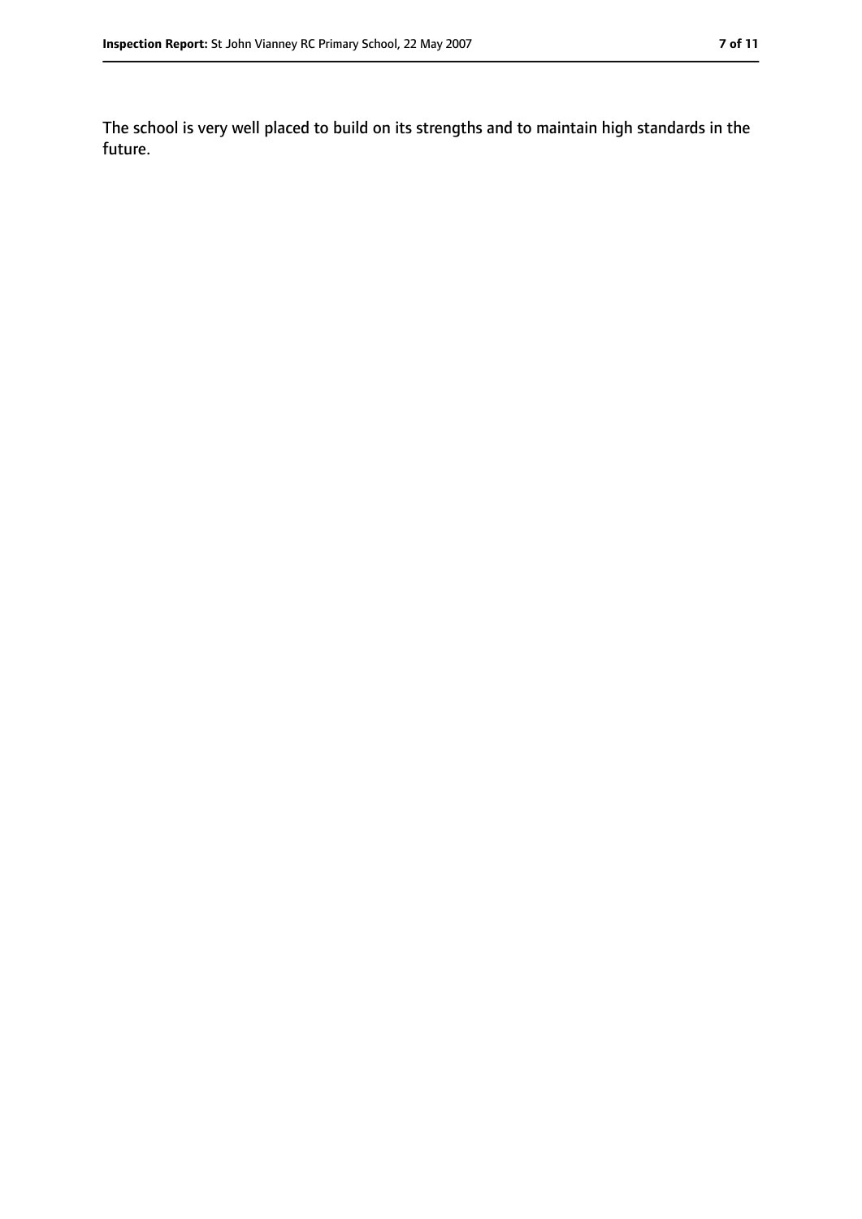The school is very well placed to build on its strengths and to maintain high standards in the future.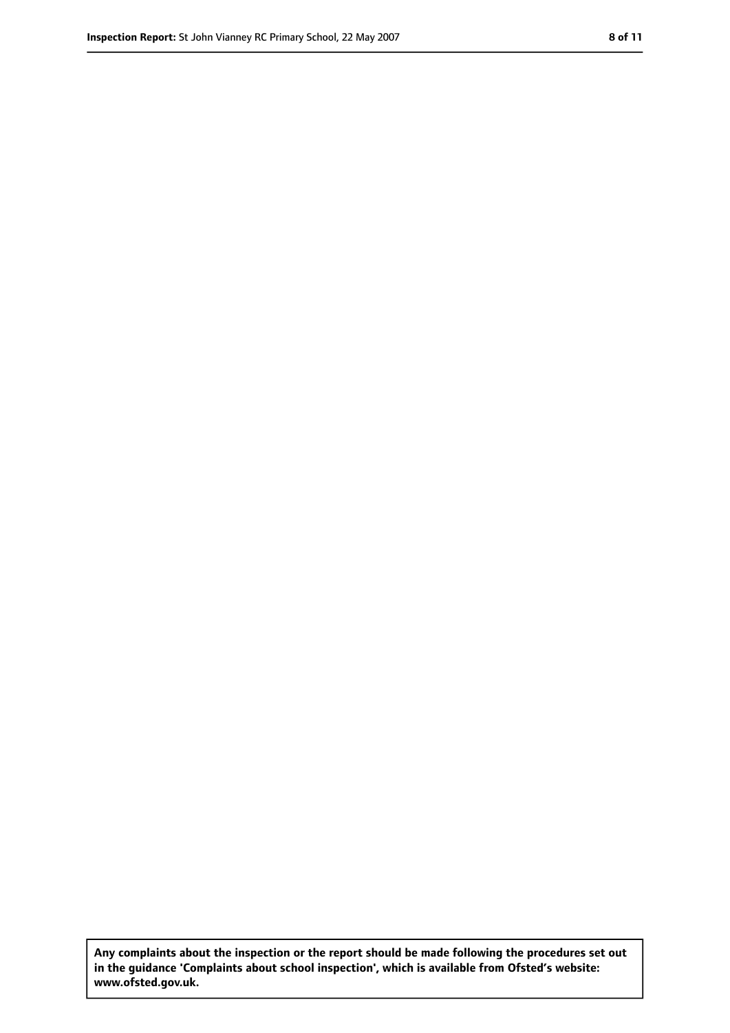Any complaints about the inspection or the report should be made following the procedures set out in the guidance 'Complaints about school inspection', which is available from Ofsted's website: www.ofsted.gov.uk.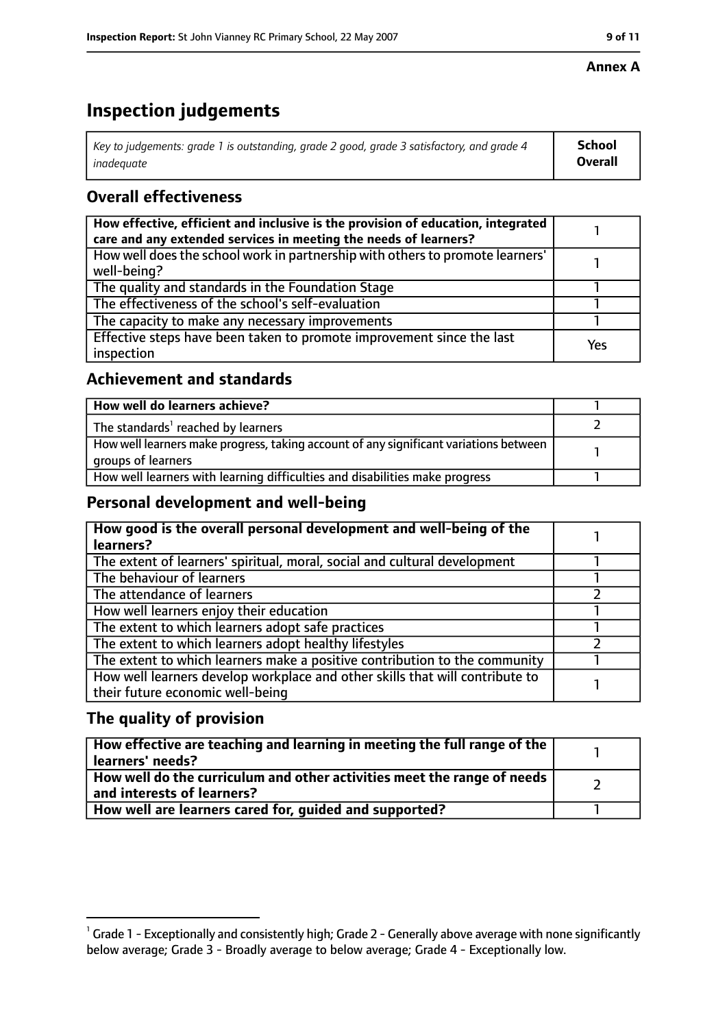**Annex A**

# Inspection judgements

| *Key to judgements: grade 1 is outstanding, grade 2 good, grade 3 satisfactory, and grade 4 inadequate* | **School Overall** |
|---|---|

## Overall effectiveness

| | |
|---|---|
| **How effective, efficient and inclusive is the provision of education, integrated care and any extended services in meeting the needs of learners?** | 1 |
| How well does the school work in partnership with others to promote learners' well-being? | 1 |
| The quality and standards in the Foundation Stage | 1 |
| The effectiveness of the school's self-evaluation | 1 |
| The capacity to make any necessary improvements | 1 |
| Effective steps have been taken to promote improvement since the last inspection | Yes |

## Achievement and standards

| | |
|---|---|
| **How well do learners achieve?** | 1 |
| The standards[1] reached by learners | 2 |
| How well learners make progress, taking account of any significant variations between groups of learners | 1 |
| How well learners with learning difficulties and disabilities make progress | 1 |

## Personal development and well-being

| | |
|---|---|
| **How good is the overall personal development and well-being of the learners?** | 1 |
| The extent of learners' spiritual, moral, social and cultural development | 1 |
| The behaviour of learners | 1 |
| The attendance of learners | 2 |
| How well learners enjoy their education | 1 |
| The extent to which learners adopt safe practices | 1 |
| The extent to which learners adopt healthy lifestyles | 2 |
| The extent to which learners make a positive contribution to the community | 1 |
| How well learners develop workplace and other skills that will contribute to their future economic well-being | 1 |

## The quality of provision

| | |
|---|---|
| **How effective are teaching and learning in meeting the full range of the learners' needs?** | 1 |
| **How well do the curriculum and other activities meet the range of needs and interests of learners?** | 2 |
| **How well are learners cared for, guided and supported?** | 1 |

[1] Grade 1 - Exceptionally and consistently high; Grade 2 - Generally above average with none significantly below average; Grade 3 - Broadly average to below average; Grade 4 - Exceptionally low.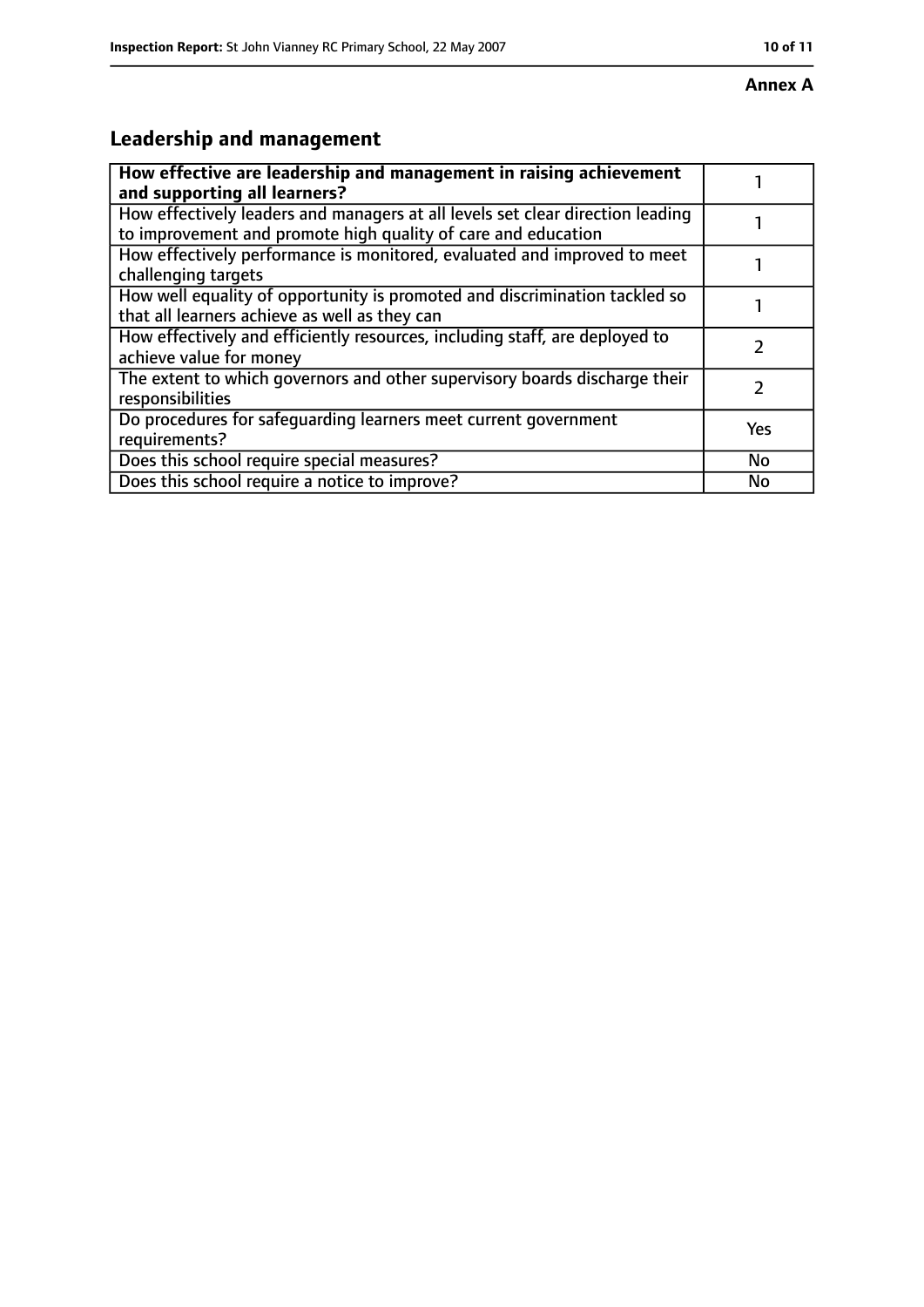**Annex A**

## Leadership and management

| How effective are leadership and management in raising achievement and supporting all learners? | 1 |
| --- | --- |
| How effectively leaders and managers at all levels set clear direction leading to improvement and promote high quality of care and education | 1 |
| How effectively performance is monitored, evaluated and improved to meet challenging targets | 1 |
| How well equality of opportunity is promoted and discrimination tackled so that all learners achieve as well as they can | 1 |
| How effectively and efficiently resources, including staff, are deployed to achieve value for money | 2 |
| The extent to which governors and other supervisory boards discharge their responsibilities | 2 |
| Do procedures for safeguarding learners meet current government requirements? | Yes |
| Does this school require special measures? | No |
| Does this school require a notice to improve? | No |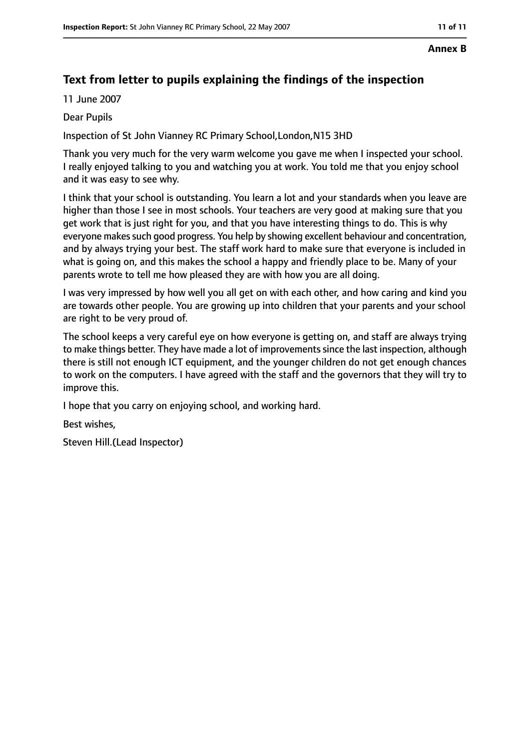**Annex B**

## Text from letter to pupils explaining the findings of the inspection

11 June 2007

Dear Pupils

Inspection of St John Vianney RC Primary School,London,N15 3HD

Thank you very much for the very warm welcome you gave me when I inspected your school. I really enjoyed talking to you and watching you at work. You told me that you enjoy school and it was easy to see why.

I think that your school is outstanding. You learn a lot and your standards when you leave are higher than those I see in most schools. Your teachers are very good at making sure that you get work that is just right for you, and that you have interesting things to do. This is why everyone makes such good progress. You help by showing excellent behaviour and concentration, and by always trying your best. The staff work hard to make sure that everyone is included in what is going on, and this makes the school a happy and friendly place to be. Many of your parents wrote to tell me how pleased they are with how you are all doing.

I was very impressed by how well you all get on with each other, and how caring and kind you are towards other people. You are growing up into children that your parents and your school are right to be very proud of.

The school keeps a very careful eye on how everyone is getting on, and staff are always trying to make things better. They have made a lot of improvements since the last inspection, although there is still not enough ICT equipment, and the younger children do not get enough chances to work on the computers. I have agreed with the staff and the governors that they will try to improve this.

I hope that you carry on enjoying school, and working hard.

Best wishes,

Steven Hill.(Lead Inspector)